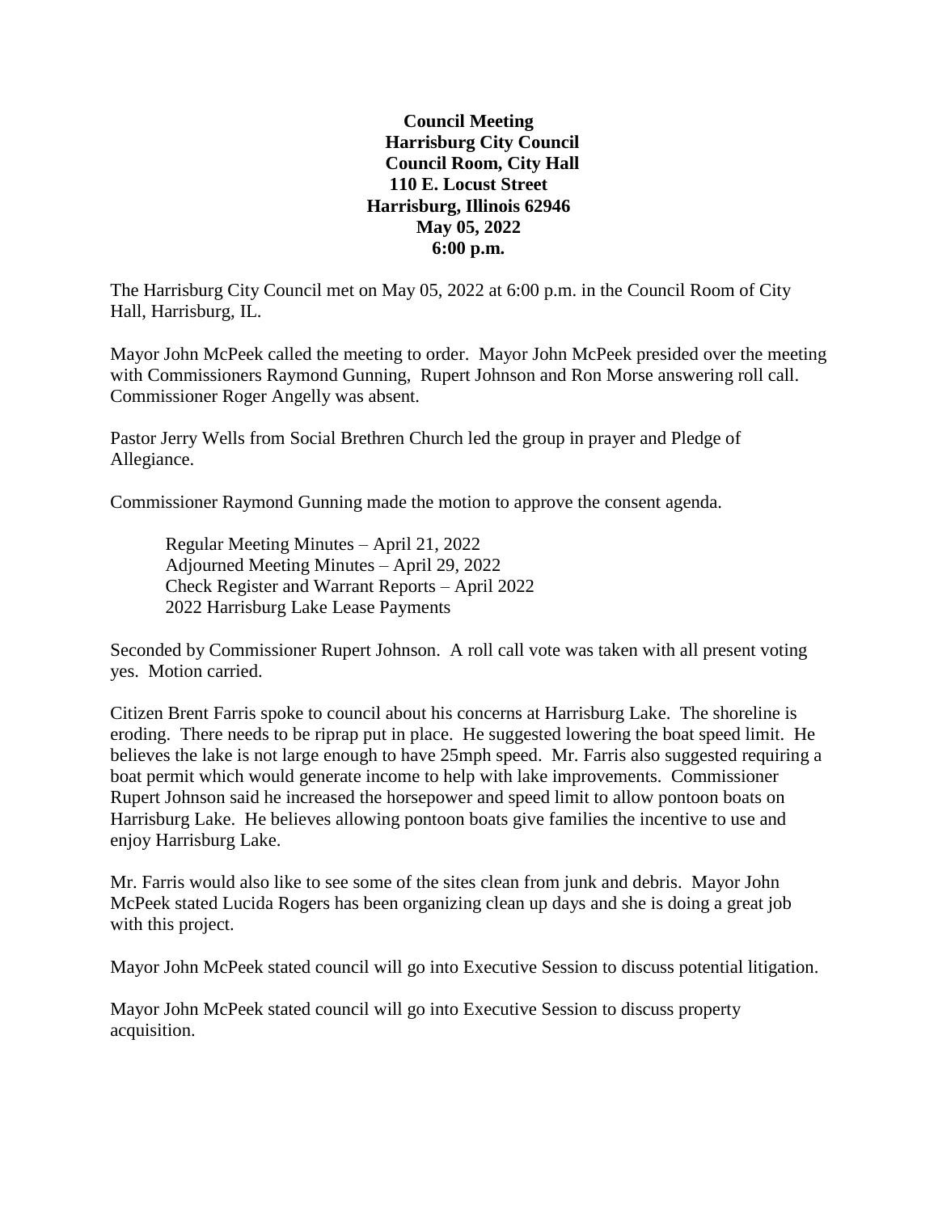**Council Meeting**
**Harrisburg City Council**
**Council Room, City Hall**
**110 E. Locust Street**
**Harrisburg, Illinois 62946**
**May 05, 2022**
**6:00 p.m.**

The Harrisburg City Council met on May 05, 2022 at 6:00 p.m. in the Council Room of City Hall, Harrisburg, IL.

Mayor John McPeek called the meeting to order. Mayor John McPeek presided over the meeting with Commissioners Raymond Gunning, Rupert Johnson and Ron Morse answering roll call. Commissioner Roger Angelly was absent.

Pastor Jerry Wells from Social Brethren Church led the group in prayer and Pledge of Allegiance.

Commissioner Raymond Gunning made the motion to approve the consent agenda.

Regular Meeting Minutes – April 21, 2022
Adjourned Meeting Minutes – April 29, 2022
Check Register and Warrant Reports – April 2022
2022 Harrisburg Lake Lease Payments

Seconded by Commissioner Rupert Johnson. A roll call vote was taken with all present voting yes. Motion carried.

Citizen Brent Farris spoke to council about his concerns at Harrisburg Lake. The shoreline is eroding. There needs to be riprap put in place. He suggested lowering the boat speed limit. He believes the lake is not large enough to have 25mph speed. Mr. Farris also suggested requiring a boat permit which would generate income to help with lake improvements. Commissioner Rupert Johnson said he increased the horsepower and speed limit to allow pontoon boats on Harrisburg Lake. He believes allowing pontoon boats give families the incentive to use and enjoy Harrisburg Lake.

Mr. Farris would also like to see some of the sites clean from junk and debris. Mayor John McPeek stated Lucida Rogers has been organizing clean up days and she is doing a great job with this project.

Mayor John McPeek stated council will go into Executive Session to discuss potential litigation.

Mayor John McPeek stated council will go into Executive Session to discuss property acquisition.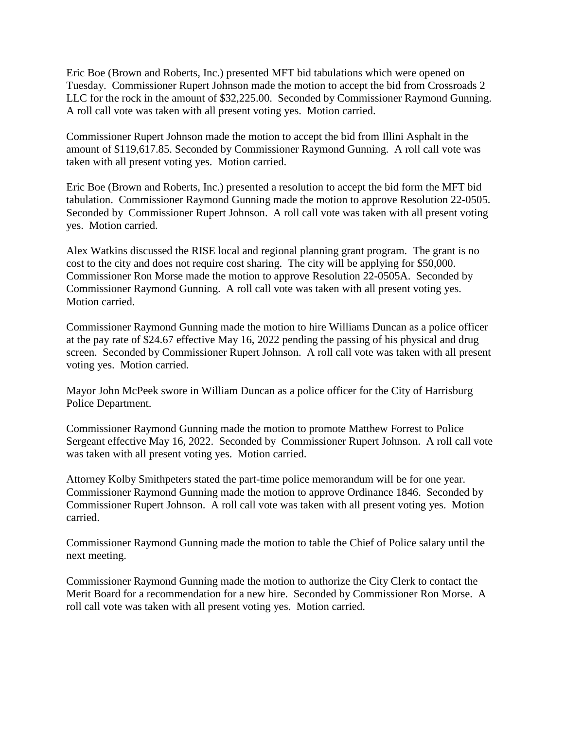Eric Boe (Brown and Roberts, Inc.) presented MFT bid tabulations which were opened on Tuesday. Commissioner Rupert Johnson made the motion to accept the bid from Crossroads 2 LLC for the rock in the amount of $32,225.00. Seconded by Commissioner Raymond Gunning. A roll call vote was taken with all present voting yes. Motion carried.

Commissioner Rupert Johnson made the motion to accept the bid from Illini Asphalt in the amount of $119,617.85. Seconded by Commissioner Raymond Gunning. A roll call vote was taken with all present voting yes. Motion carried.

Eric Boe (Brown and Roberts, Inc.) presented a resolution to accept the bid form the MFT bid tabulation. Commissioner Raymond Gunning made the motion to approve Resolution 22-0505. Seconded by Commissioner Rupert Johnson. A roll call vote was taken with all present voting yes. Motion carried.

Alex Watkins discussed the RISE local and regional planning grant program. The grant is no cost to the city and does not require cost sharing. The city will be applying for $50,000. Commissioner Ron Morse made the motion to approve Resolution 22-0505A. Seconded by Commissioner Raymond Gunning. A roll call vote was taken with all present voting yes. Motion carried.

Commissioner Raymond Gunning made the motion to hire Williams Duncan as a police officer at the pay rate of $24.67 effective May 16, 2022 pending the passing of his physical and drug screen. Seconded by Commissioner Rupert Johnson. A roll call vote was taken with all present voting yes. Motion carried.

Mayor John McPeek swore in William Duncan as a police officer for the City of Harrisburg Police Department.

Commissioner Raymond Gunning made the motion to promote Matthew Forrest to Police Sergeant effective May 16, 2022. Seconded by Commissioner Rupert Johnson. A roll call vote was taken with all present voting yes. Motion carried.

Attorney Kolby Smithpeters stated the part-time police memorandum will be for one year. Commissioner Raymond Gunning made the motion to approve Ordinance 1846. Seconded by Commissioner Rupert Johnson. A roll call vote was taken with all present voting yes. Motion carried.

Commissioner Raymond Gunning made the motion to table the Chief of Police salary until the next meeting.

Commissioner Raymond Gunning made the motion to authorize the City Clerk to contact the Merit Board for a recommendation for a new hire. Seconded by Commissioner Ron Morse. A roll call vote was taken with all present voting yes. Motion carried.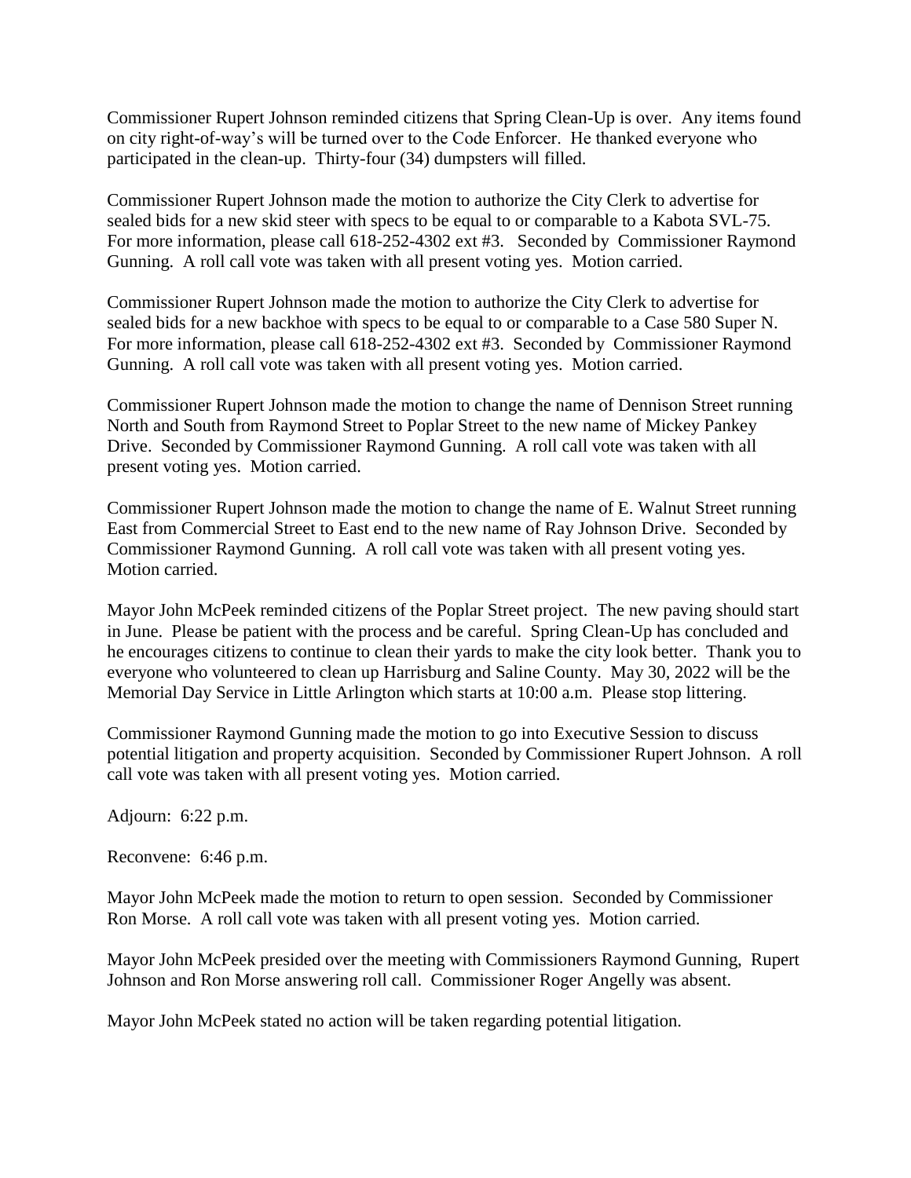Commissioner Rupert Johnson reminded citizens that Spring Clean-Up is over. Any items found on city right-of-way's will be turned over to the Code Enforcer. He thanked everyone who participated in the clean-up. Thirty-four (34) dumpsters will filled.

Commissioner Rupert Johnson made the motion to authorize the City Clerk to advertise for sealed bids for a new skid steer with specs to be equal to or comparable to a Kabota SVL-75. For more information, please call 618-252-4302 ext #3. Seconded by Commissioner Raymond Gunning. A roll call vote was taken with all present voting yes. Motion carried.

Commissioner Rupert Johnson made the motion to authorize the City Clerk to advertise for sealed bids for a new backhoe with specs to be equal to or comparable to a Case 580 Super N. For more information, please call 618-252-4302 ext #3. Seconded by Commissioner Raymond Gunning. A roll call vote was taken with all present voting yes. Motion carried.

Commissioner Rupert Johnson made the motion to change the name of Dennison Street running North and South from Raymond Street to Poplar Street to the new name of Mickey Pankey Drive. Seconded by Commissioner Raymond Gunning. A roll call vote was taken with all present voting yes. Motion carried.

Commissioner Rupert Johnson made the motion to change the name of E. Walnut Street running East from Commercial Street to East end to the new name of Ray Johnson Drive. Seconded by Commissioner Raymond Gunning. A roll call vote was taken with all present voting yes. Motion carried.

Mayor John McPeek reminded citizens of the Poplar Street project. The new paving should start in June. Please be patient with the process and be careful. Spring Clean-Up has concluded and he encourages citizens to continue to clean their yards to make the city look better. Thank you to everyone who volunteered to clean up Harrisburg and Saline County. May 30, 2022 will be the Memorial Day Service in Little Arlington which starts at 10:00 a.m. Please stop littering.

Commissioner Raymond Gunning made the motion to go into Executive Session to discuss potential litigation and property acquisition. Seconded by Commissioner Rupert Johnson. A roll call vote was taken with all present voting yes. Motion carried.

Adjourn: 6:22 p.m.

Reconvene: 6:46 p.m.

Mayor John McPeek made the motion to return to open session. Seconded by Commissioner Ron Morse. A roll call vote was taken with all present voting yes. Motion carried.

Mayor John McPeek presided over the meeting with Commissioners Raymond Gunning, Rupert Johnson and Ron Morse answering roll call. Commissioner Roger Angelly was absent.

Mayor John McPeek stated no action will be taken regarding potential litigation.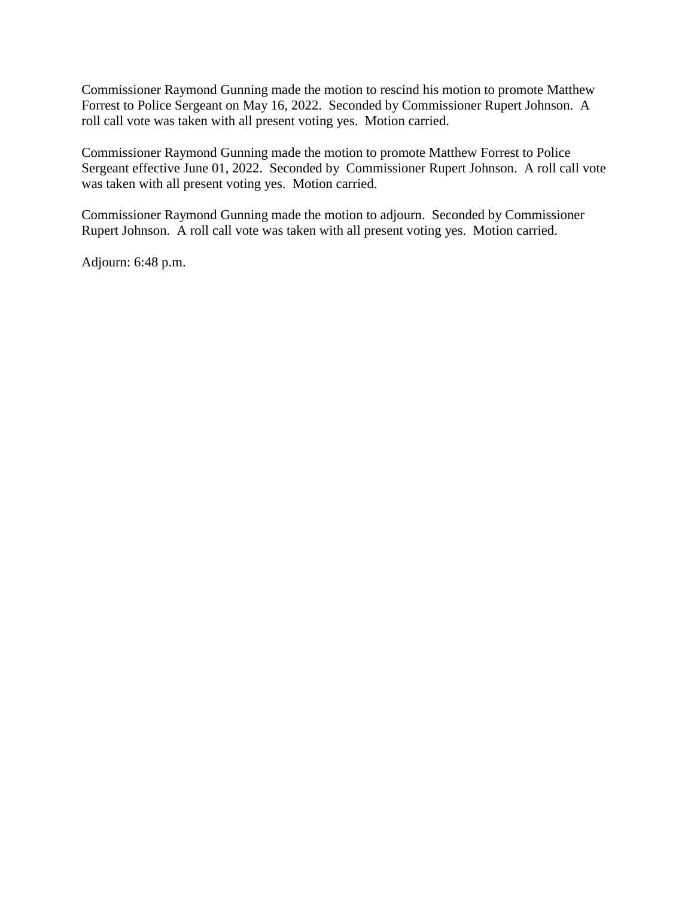Commissioner Raymond Gunning made the motion to rescind his motion to promote Matthew Forrest to Police Sergeant on May 16, 2022. Seconded by Commissioner Rupert Johnson. A roll call vote was taken with all present voting yes. Motion carried.

Commissioner Raymond Gunning made the motion to promote Matthew Forrest to Police Sergeant effective June 01, 2022. Seconded by Commissioner Rupert Johnson. A roll call vote was taken with all present voting yes. Motion carried.

Commissioner Raymond Gunning made the motion to adjourn. Seconded by Commissioner Rupert Johnson. A roll call vote was taken with all present voting yes. Motion carried.

Adjourn: 6:48 p.m.